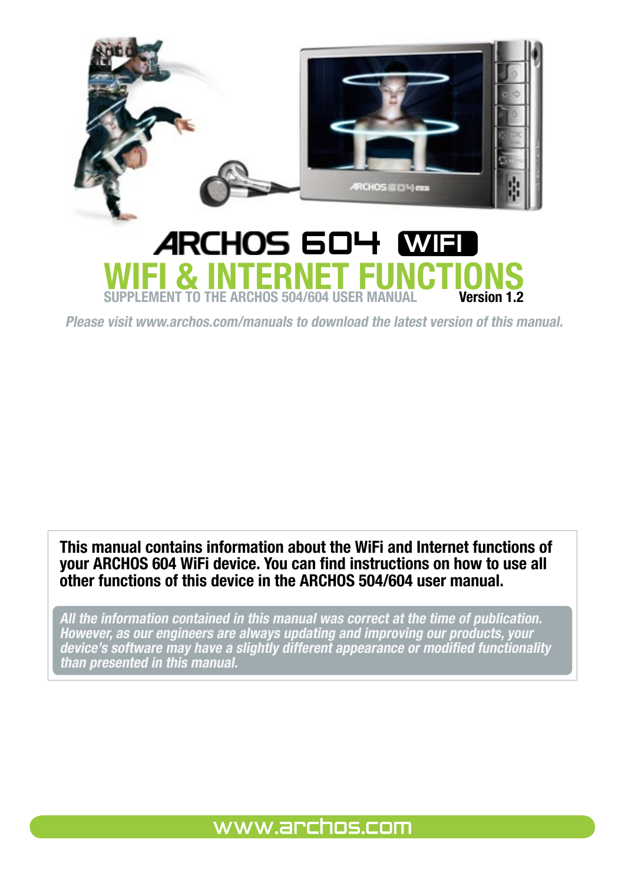# ARCHOS 604 WIFI

# WIFI & INTERNET FUNCTIONS

SUPPLEMENT TO THE ARCHOS 504/604 USER MANUAL **Version 1.2**

*Please visit www.archos.com/manuals to download the latest version of this manual.*

**This manual contains information about the WiFi and Internet functions of your ARCHOS 604 WiFi device. You can find instructions on how to use all other functions of this device in the ARCHOS 504/604 user manual.**

*All the information contained in this manual was correct at the time of publication. However, as our engineers are always updating and improving our products, your device's software may have a slightly different appearance or modified functionality than presented in this manual.*

www.archos.com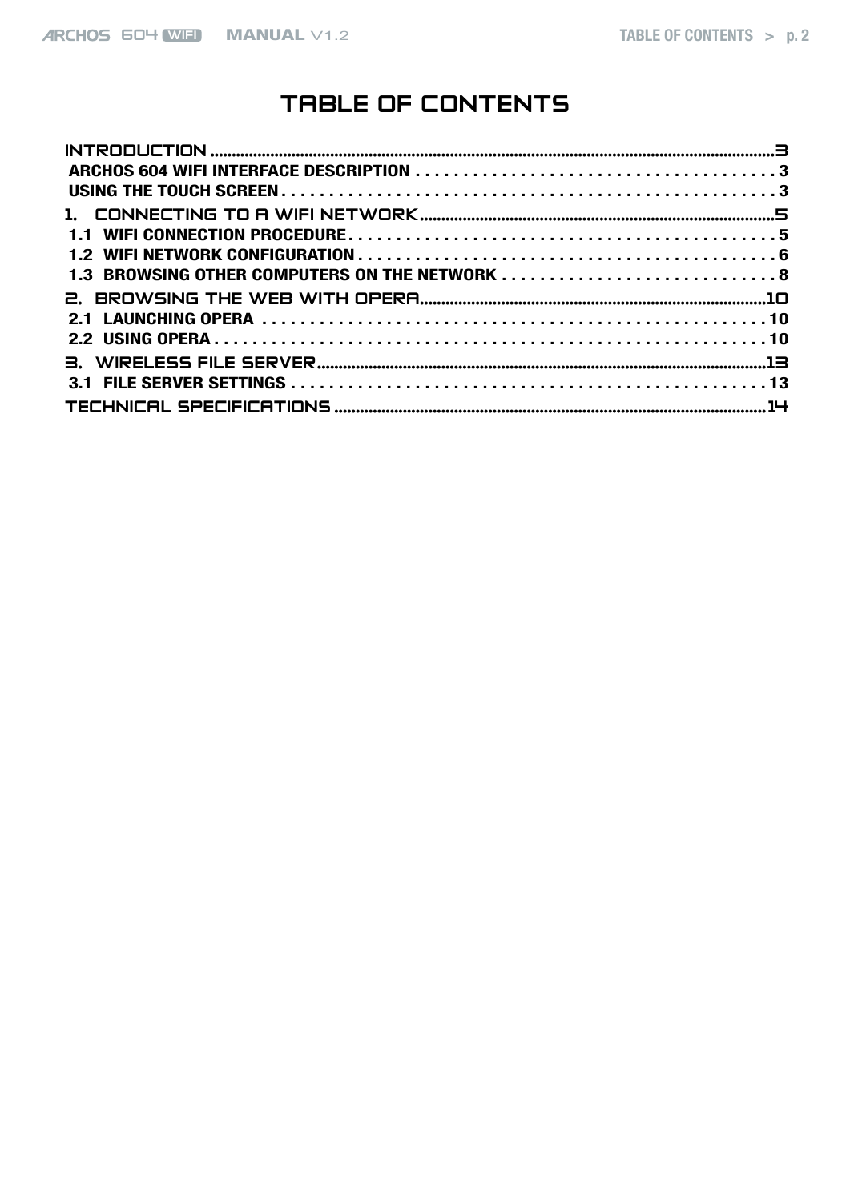# TABLE OF CONTENTS

- INTRODUCTION ........................................ 3
  - ARCHOS 604 WIFI INTERFACE DESCRIPTION . . . . . . . . . . 3
  - USING THE TOUCH SCREEN . . . . . . . . . . 3
- 1. CONNECTING TO A WIFI NETWORK ........................................ 5
  - 1.1 WIFI CONNECTION PROCEDURE . . . . . . . . . . 5
  - 1.2 WIFI NETWORK CONFIGURATION . . . . . . . . . . 6
  - 1.3 BROWSING OTHER COMPUTERS ON THE NETWORK . . . . . . . . . . 8
- 2. BROWSING THE WEB WITH OPERA ........................................ 10
  - 2.1 LAUNCHING OPERA . . . . . . . . . . 10
  - 2.2 USING OPERA . . . . . . . . . . 10
- 3. WIRELESS FILE SERVER ........................................ 13
  - 3.1 FILE SERVER SETTINGS . . . . . . . . . . 13
- TECHNICAL SPECIFICATIONS ........................................ 14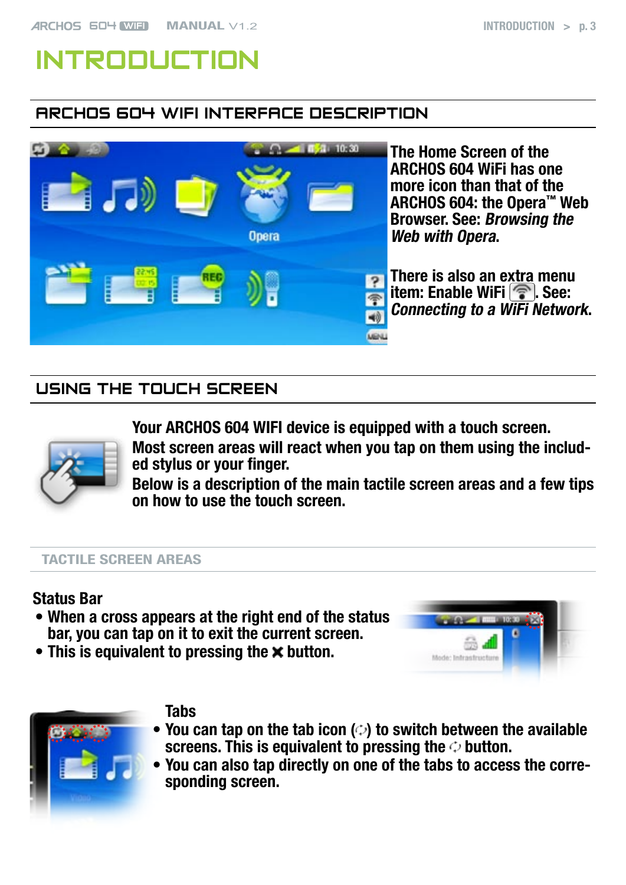# INTRODUCTION

## ARCHOS 604 WIFI INTERFACE DESCRIPTION

The Home Screen of the ARCHOS 604 WiFi has one more icon than that of the ARCHOS 604: the Opera™ Web Browser. See: *Browsing the Web with Opera*.

There is also an extra menu item: Enable WiFi. See: *Connecting to a WiFi Network*.

## USING THE TOUCH SCREEN

Your ARCHOS 604 WIFI device is equipped with a touch screen.

Most screen areas will react when you tap on them using the included stylus or your finger.

Below is a description of the main tactile screen areas and a few tips on how to use the touch screen.

### TACTILE SCREEN AREAS

**Status Bar**

- When a cross appears at the right end of the status bar, you can tap on it to exit the current screen.
- This is equivalent to pressing the ✖ button.

**Tabs**

- You can tap on the tab icon to switch between the available screens. This is equivalent to pressing the button.
- You can also tap directly on one of the tabs to access the corresponding screen.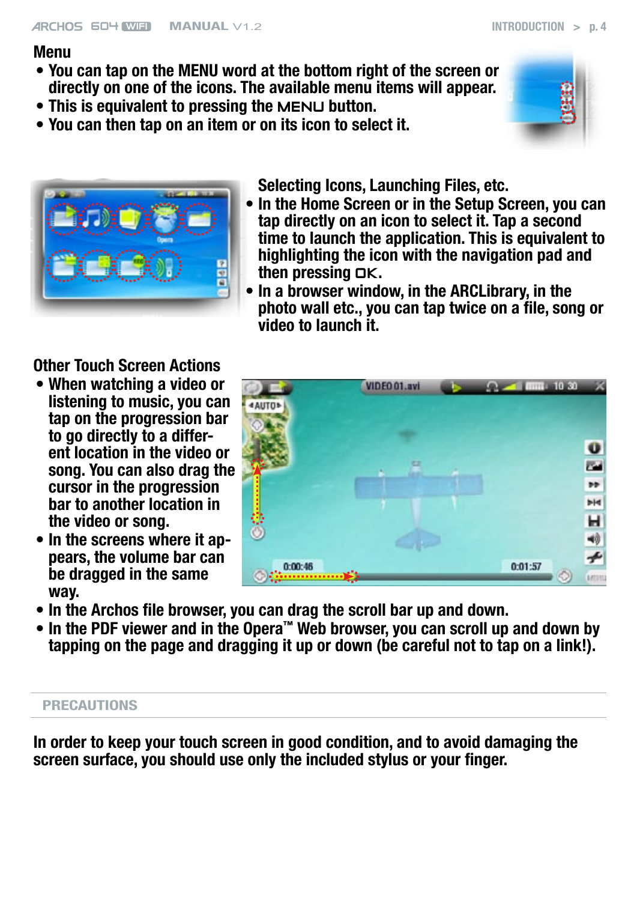### Menu

- You can tap on the MENU word at the bottom right of the screen or directly on one of the icons. The available menu items will appear.
- This is equivalent to pressing the MENU button.
- You can then tap on an item or on its icon to select it.

### Selecting Icons, Launching Files, etc.

- In the Home Screen or in the Setup Screen, you can tap directly on an icon to select it. Tap a second time to launch the application. This is equivalent to highlighting the icon with the navigation pad and then pressing OK.
- In a browser window, in the ARCLibrary, in the photo wall etc., you can tap twice on a file, song or video to launch it.

### Other Touch Screen Actions

- When watching a video or listening to music, you can tap on the progression bar to go directly to a different location in the video or song. You can also drag the cursor in the progression bar to another location in the video or song.
- In the screens where it appears, the volume bar can be dragged in the same way.
- In the Archos file browser, you can drag the scroll bar up and down.
- In the PDF viewer and in the Opera™ Web browser, you can scroll up and down by tapping on the page and dragging it up or down (be careful not to tap on a link!).

## PRECAUTIONS

**In order to keep your touch screen in good condition, and to avoid damaging the screen surface, you should use only the included stylus or your finger.**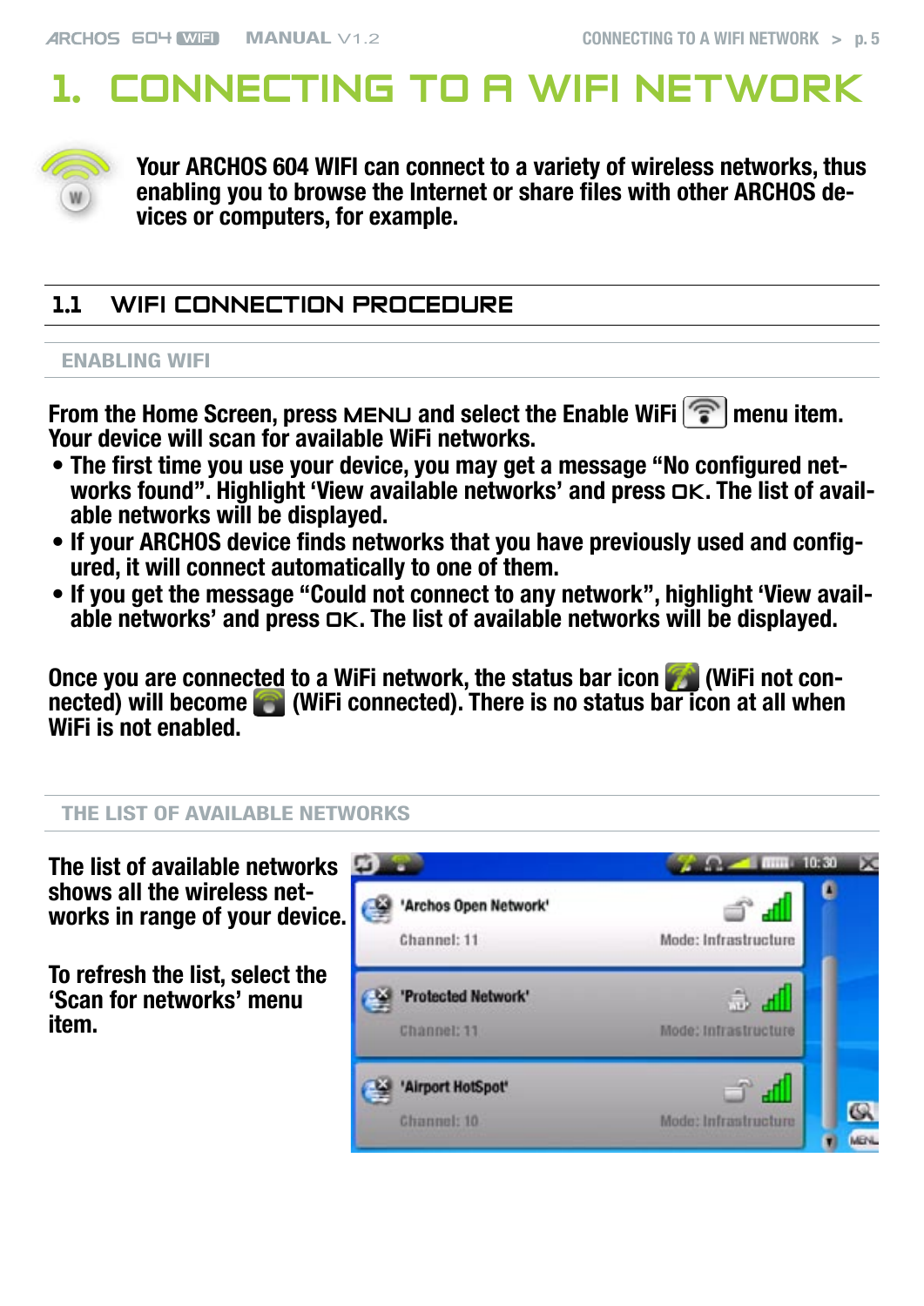# 1. CONNECTING TO A WIFI NETWORK

**Your ARCHOS 604 WIFI can connect to a variety of wireless networks, thus enabling you to browse the Internet or share files with other ARCHOS devices or computers, for example.**

## 1.1 WIFI CONNECTION PROCEDURE

### ENABLING WIFI

From the Home Screen, press MENU and select the Enable WiFi menu item. Your device will scan for available WiFi networks.

- The first time you use your device, you may get a message "No configured networks found". Highlight 'View available networks' and press OK. The list of available networks will be displayed.
- If your ARCHOS device finds networks that you have previously used and configured, it will connect automatically to one of them.
- If you get the message "Could not connect to any network", highlight 'View available networks' and press OK. The list of available networks will be displayed.

Once you are connected to a WiFi network, the status bar icon (WiFi not connected) will become (WiFi connected). There is no status bar icon at all when WiFi is not enabled.

### THE LIST OF AVAILABLE NETWORKS

The list of available networks shows all the wireless networks in range of your device.

To refresh the list, select the 'Scan for networks' menu item.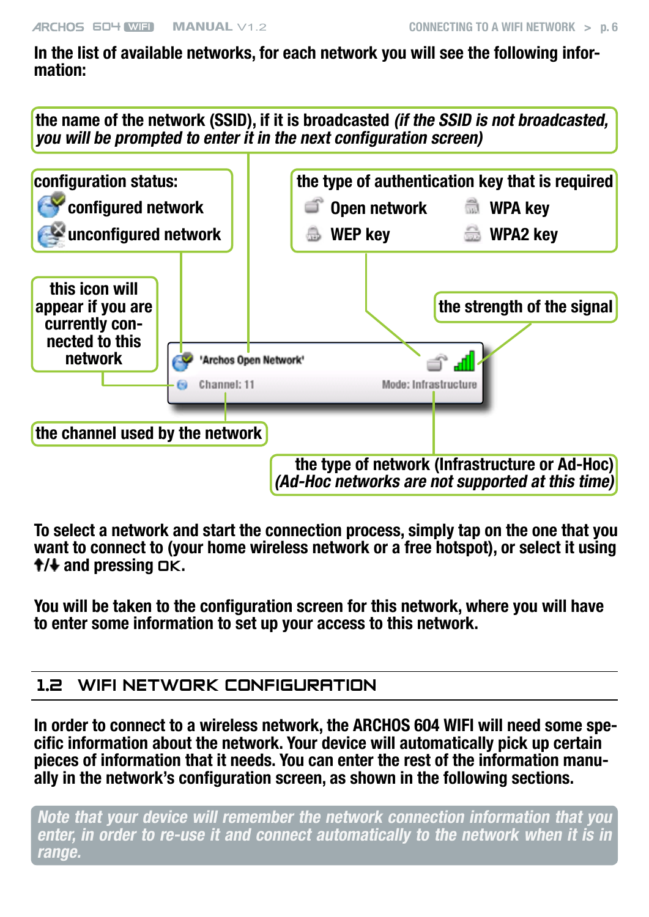In the list of available networks, for each network you will see the following information:

- the name of the network (SSID), if it is broadcasted *(if the SSID is not broadcasted, you will be prompted to enter it in the next configuration screen)*
- configuration status:
  - configured network
  - unconfigured network
- the type of authentication key that is required
  - Open network
  - WEP key
  - WPA key
  - WPA2 key
- this icon will appear if you are currently connected to this network
- the strength of the signal
- the channel used by the network
- the type of network (Infrastructure or Ad-Hoc) *(Ad-Hoc networks are not supported at this time)*

'Archos Open Network'
Channel: 11
Mode: Infrastructure

To select a network and start the connection process, simply tap on the one that you want to connect to (your home wireless network or a free hotspot), or select it using ↑/↓ and pressing OK.

You will be taken to the configuration screen for this network, where you will have to enter some information to set up your access to this network.

## 1.2 WIFI NETWORK CONFIGURATION

In order to connect to a wireless network, the ARCHOS 604 WIFI will need some specific information about the network. Your device will automatically pick up certain pieces of information that it needs. You can enter the rest of the information manually in the network's configuration screen, as shown in the following sections.

*Note that your device will remember the network connection information that you enter, in order to re-use it and connect automatically to the network when it is in range.*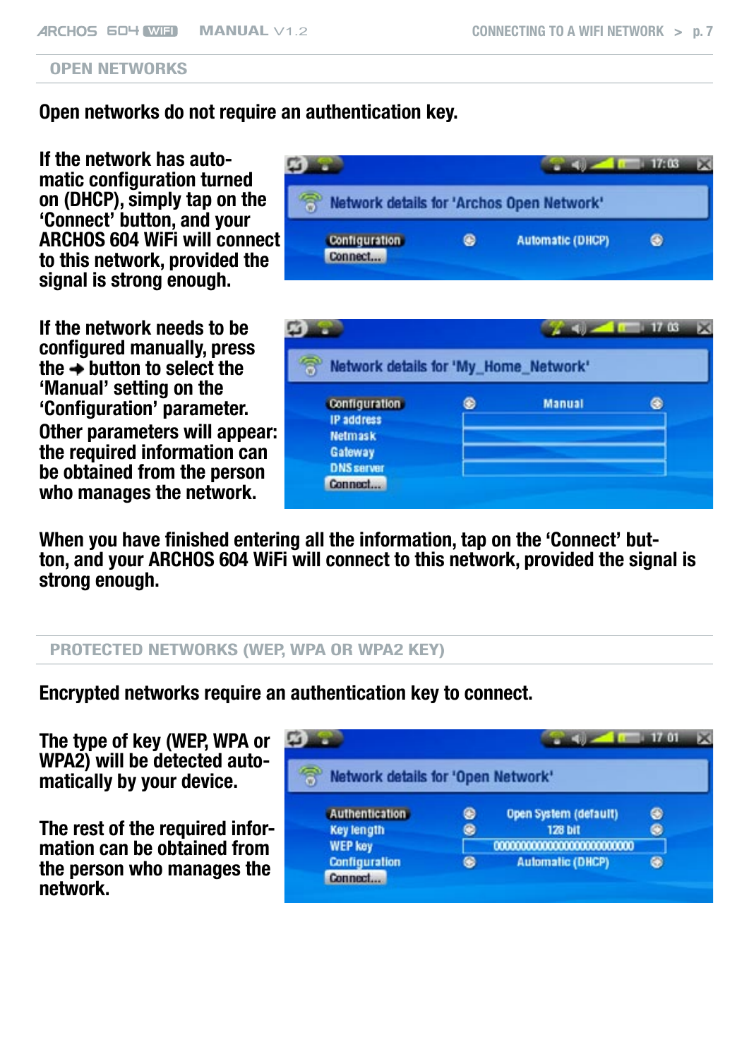## OPEN NETWORKS

**Open networks do not require an authentication key.**

**If the network has automatic configuration turned on (DHCP), simply tap on the 'Connect' button, and your ARCHOS 604 WiFi will connect to this network, provided the signal is strong enough.**

**If the network needs to be configured manually, press the ➜ button to select the 'Manual' setting on the 'Configuration' parameter. Other parameters will appear: the required information can be obtained from the person who manages the network.**

**When you have finished entering all the information, tap on the 'Connect' button, and your ARCHOS 604 WiFi will connect to this network, provided the signal is strong enough.**

## PROTECTED NETWORKS (WEP, WPA OR WPA2 KEY)

**Encrypted networks require an authentication key to connect.**

**The type of key (WEP, WPA or WPA2) will be detected automatically by your device.**

**The rest of the required information can be obtained from the person who manages the network.**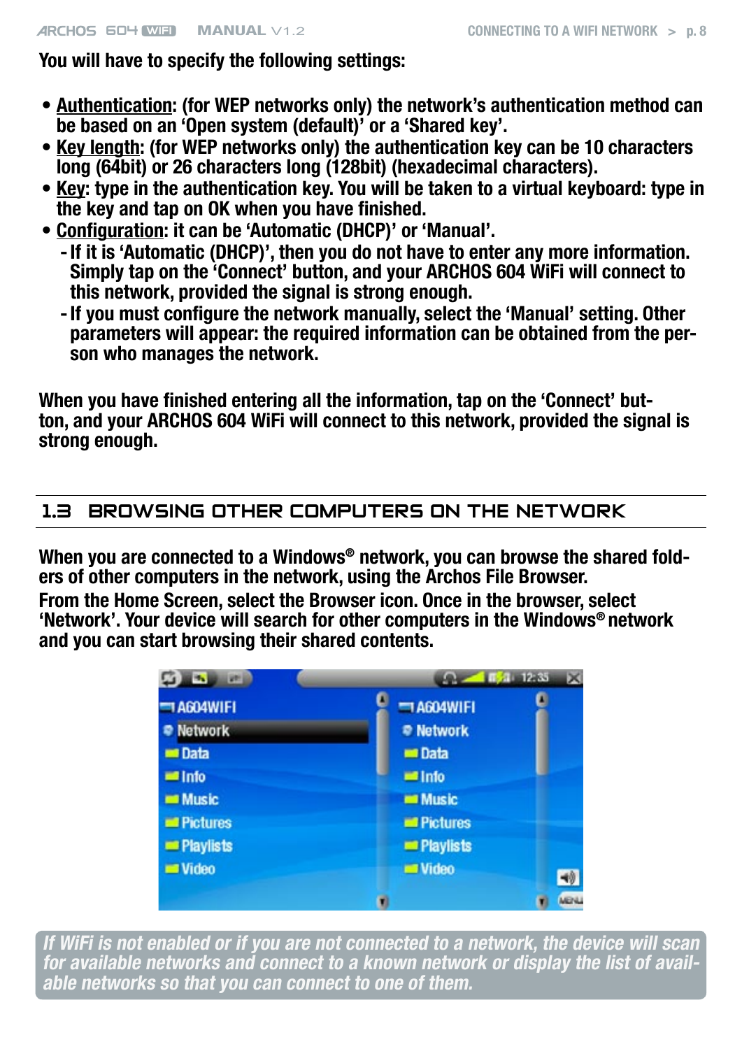You will have to specify the following settings:

- Authentication: (for WEP networks only) the network's authentication method can be based on an 'Open system (default)' or a 'Shared key'.
- Key length: (for WEP networks only) the authentication key can be 10 characters long (64bit) or 26 characters long (128bit) (hexadecimal characters).
- Key: type in the authentication key. You will be taken to a virtual keyboard: type in the key and tap on OK when you have finished.
- Configuration: it can be 'Automatic (DHCP)' or 'Manual'.
  - If it is 'Automatic (DHCP)', then you do not have to enter any more information. Simply tap on the 'Connect' button, and your ARCHOS 604 WiFi will connect to this network, provided the signal is strong enough.
  - If you must configure the network manually, select the 'Manual' setting. Other parameters will appear: the required information can be obtained from the person who manages the network.

When you have finished entering all the information, tap on the 'Connect' button, and your ARCHOS 604 WiFi will connect to this network, provided the signal is strong enough.

## 1.3 BROWSING OTHER COMPUTERS ON THE NETWORK

When you are connected to a Windows® network, you can browse the shared folders of other computers in the network, using the Archos File Browser.

From the Home Screen, select the Browser icon. Once in the browser, select 'Network'. Your device will search for other computers in the Windows® network and you can start browsing their shared contents.

*If WiFi is not enabled or if you are not connected to a network, the device will scan for available networks and connect to a known network or display the list of available networks so that you can connect to one of them.*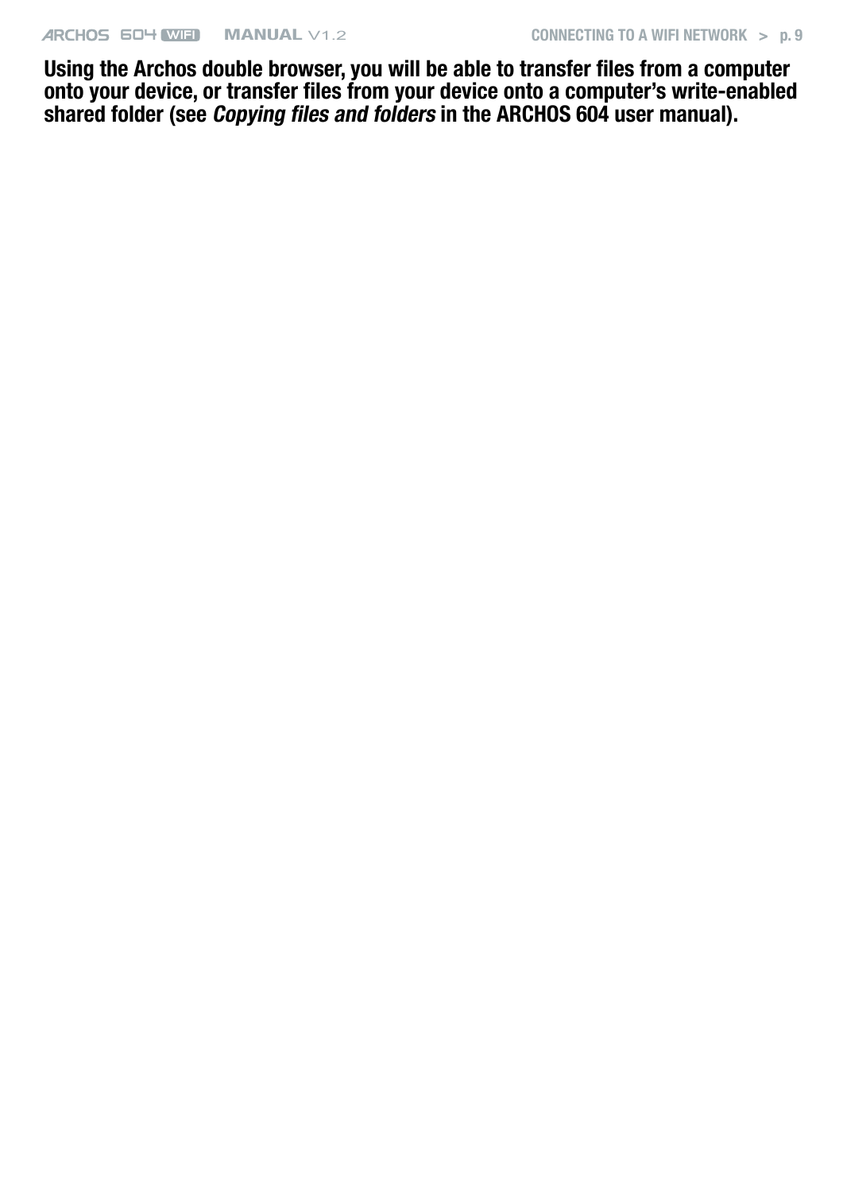**Using the Archos double browser, you will be able to transfer files from a computer onto your device, or transfer files from your device onto a computer's write-enabled shared folder (see *Copying files and folders* in the ARCHOS 604 user manual).**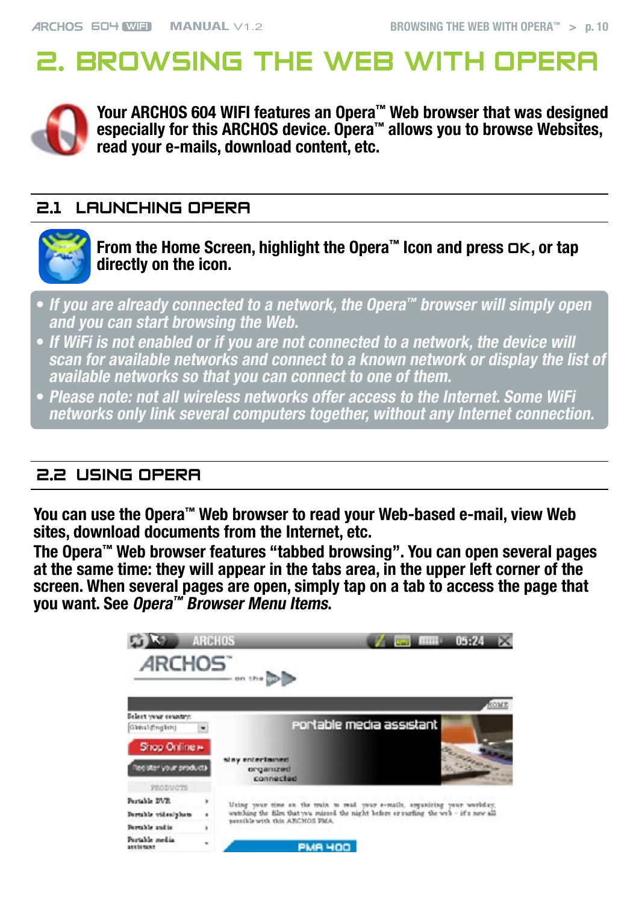# 2. BROWSING THE WEB WITH OPERA

**Your ARCHOS 604 WIFI features an Opera™ Web browser that was designed especially for this ARCHOS device. Opera™ allows you to browse Websites, read your e-mails, download content, etc.**

## 2.1 LAUNCHING OPERA

**From the Home Screen, highlight the Opera™ Icon and press OK, or tap directly on the icon.**

- ***If you are already connected to a network, the Opera™ browser will simply open and you can start browsing the Web.***
- ***If WiFi is not enabled or if you are not connected to a network, the device will scan for available networks and connect to a known network or display the list of available networks so that you can connect to one of them.***
- ***Please note: not all wireless networks offer access to the Internet. Some WiFi networks only link several computers together, without any Internet connection.***

## 2.2 USING OPERA

**You can use the Opera™ Web browser to read your Web-based e-mail, view Web sites, download documents from the Internet, etc.**

**The Opera™ Web browser features "tabbed browsing". You can open several pages at the same time: they will appear in the tabs area, in the upper left corner of the screen. When several pages are open, simply tap on a tab to access the page that you want. See *Opera™ Browser Menu Items*.**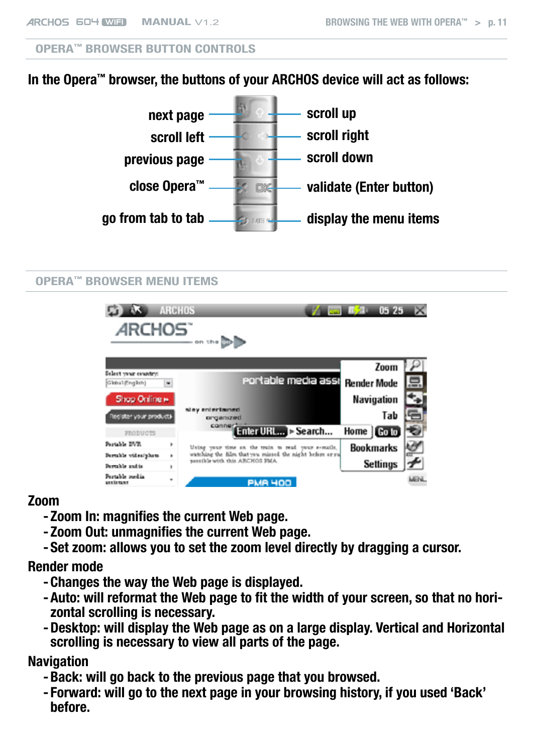## OPERA™ BROWSER BUTTON CONTROLS

In the Opera™ browser, the buttons of your ARCHOS device will act as follows:

| Left button | Right button |
| --- | --- |
| next page | scroll up |
| scroll left | scroll right |
| previous page | scroll down |
| close Opera™ | validate (Enter button) |
| go from tab to tab | display the menu items |

## OPERA™ BROWSER MENU ITEMS

**Zoom**

- Zoom In: magnifies the current Web page.
- Zoom Out: unmagnifies the current Web page.
- Set zoom: allows you to set the zoom level directly by dragging a cursor.

**Render mode**

- Changes the way the Web page is displayed.
- Auto: will reformat the Web page to fit the width of your screen, so that no horizontal scrolling is necessary.
- Desktop: will display the Web page as on a large display. Vertical and Horizontal scrolling is necessary to view all parts of the page.

**Navigation**

- Back: will go back to the previous page that you browsed.
- Forward: will go to the next page in your browsing history, if you used 'Back' before.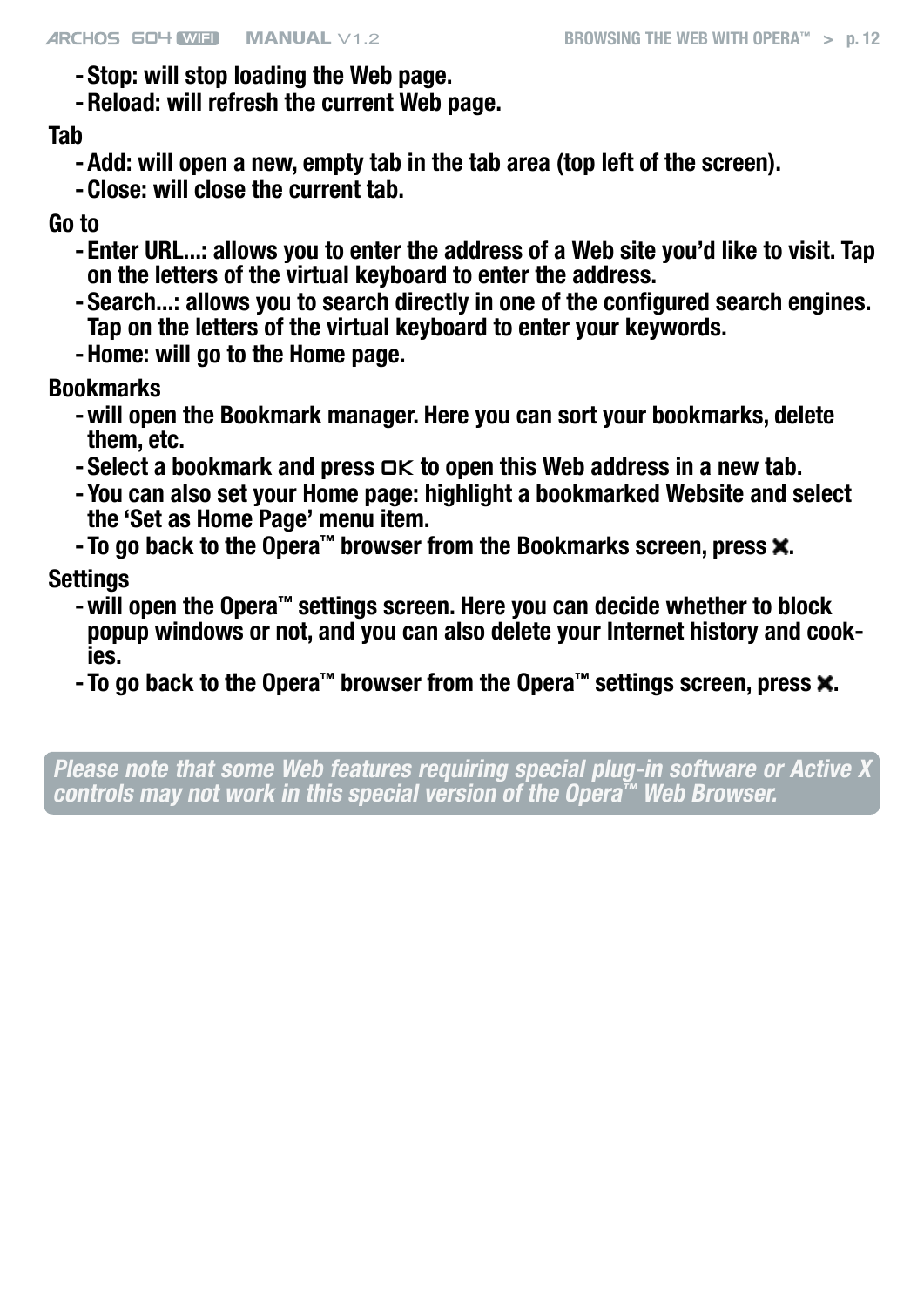- Stop: will stop loading the Web page.
- Reload: will refresh the current Web page.

**Tab**

- Add: will open a new, empty tab in the tab area (top left of the screen).
- Close: will close the current tab.

**Go to**

- Enter URL...: allows you to enter the address of a Web site you'd like to visit. Tap on the letters of the virtual keyboard to enter the address.
- Search...: allows you to search directly in one of the configured search engines. Tap on the letters of the virtual keyboard to enter your keywords.
- Home: will go to the Home page.

**Bookmarks**

- will open the Bookmark manager. Here you can sort your bookmarks, delete them, etc.
- Select a bookmark and press OK to open this Web address in a new tab.
- You can also set your Home page: highlight a bookmarked Website and select the 'Set as Home Page' menu item.
- To go back to the Opera™ browser from the Bookmarks screen, press ✖.

**Settings**

- will open the Opera™ settings screen. Here you can decide whether to block popup windows or not, and you can also delete your Internet history and cookies.
- To go back to the Opera™ browser from the Opera™ settings screen, press ✖.

*Please note that some Web features requiring special plug-in software or Active X controls may not work in this special version of the Opera™ Web Browser.*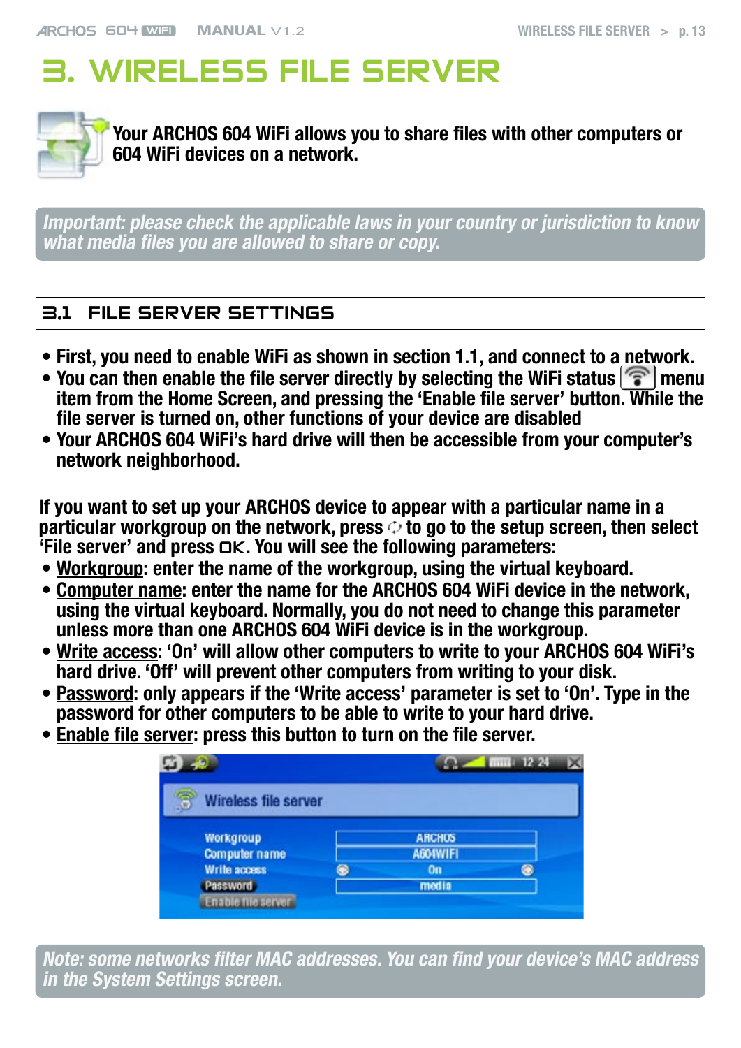# 3. WIRELESS FILE SERVER

**Your ARCHOS 604 WiFi allows you to share files with other computers or 604 WiFi devices on a network.**

*Important: please check the applicable laws in your country or jurisdiction to know what media files you are allowed to share or copy.*

## 3.1 FILE SERVER SETTINGS

- First, you need to enable WiFi as shown in section 1.1, and connect to a network.
- You can then enable the file server directly by selecting the WiFi status menu item from the Home Screen, and pressing the 'Enable file server' button. While the file server is turned on, other functions of your device are disabled
- Your ARCHOS 604 WiFi's hard drive will then be accessible from your computer's network neighborhood.

If you want to set up your ARCHOS device to appear with a particular name in a particular workgroup on the network, press to go to the setup screen, then select 'File server' and press OK. You will see the following parameters:

- Workgroup: enter the name of the workgroup, using the virtual keyboard.
- Computer name: enter the name for the ARCHOS 604 WiFi device in the network, using the virtual keyboard. Normally, you do not need to change this parameter unless more than one ARCHOS 604 WiFi device is in the workgroup.
- Write access: 'On' will allow other computers to write to your ARCHOS 604 WiFi's hard drive. 'Off' will prevent other computers from writing to your disk.
- Password: only appears if the 'Write access' parameter is set to 'On'. Type in the password for other computers to be able to write to your hard drive.
- Enable file server: press this button to turn on the file server.

*Note: some networks filter MAC addresses. You can find your device's MAC address in the System Settings screen.*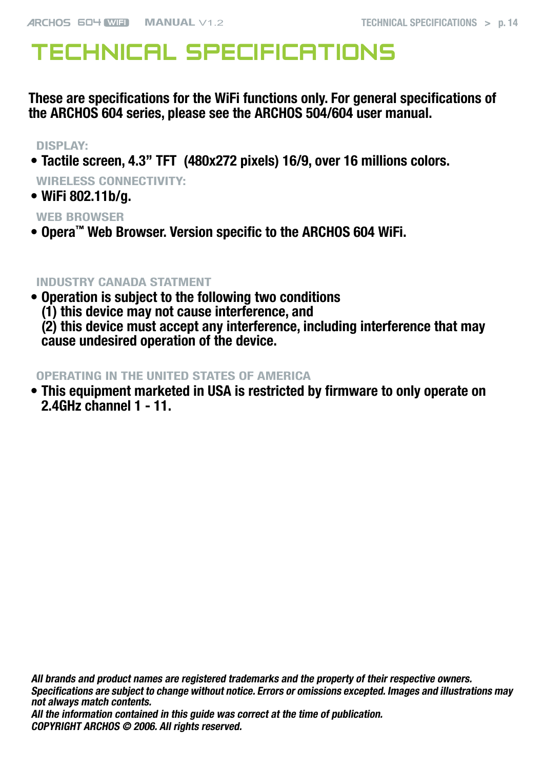# TECHNICAL SPECIFICATIONS

**These are specifications for the WiFi functions only. For general specifications of the ARCHOS 604 series, please see the ARCHOS 504/604 user manual.**

DISPLAY:

- **Tactile screen, 4.3" TFT (480x272 pixels) 16/9, over 16 millions colors.**

WIRELESS CONNECTIVITY:

- **WiFi 802.11b/g.**

WEB BROWSER

- **Opera™ Web Browser. Version specific to the ARCHOS 604 WiFi.**

INDUSTRY CANADA STATMENT

- **Operation is subject to the following two conditions**
  **(1) this device may not cause interference, and**
  **(2) this device must accept any interference, including interference that may cause undesired operation of the device.**

OPERATING IN THE UNITED STATES OF AMERICA

- **This equipment marketed in USA is restricted by firmware to only operate on 2.4GHz channel 1 - 11.**

***All brands and product names are registered trademarks and the property of their respective owners.***
***Specifications are subject to change without notice. Errors or omissions excepted. Images and illustrations may not always match contents.***
***All the information contained in this guide was correct at the time of publication.***
***COPYRIGHT ARCHOS © 2006. All rights reserved.***